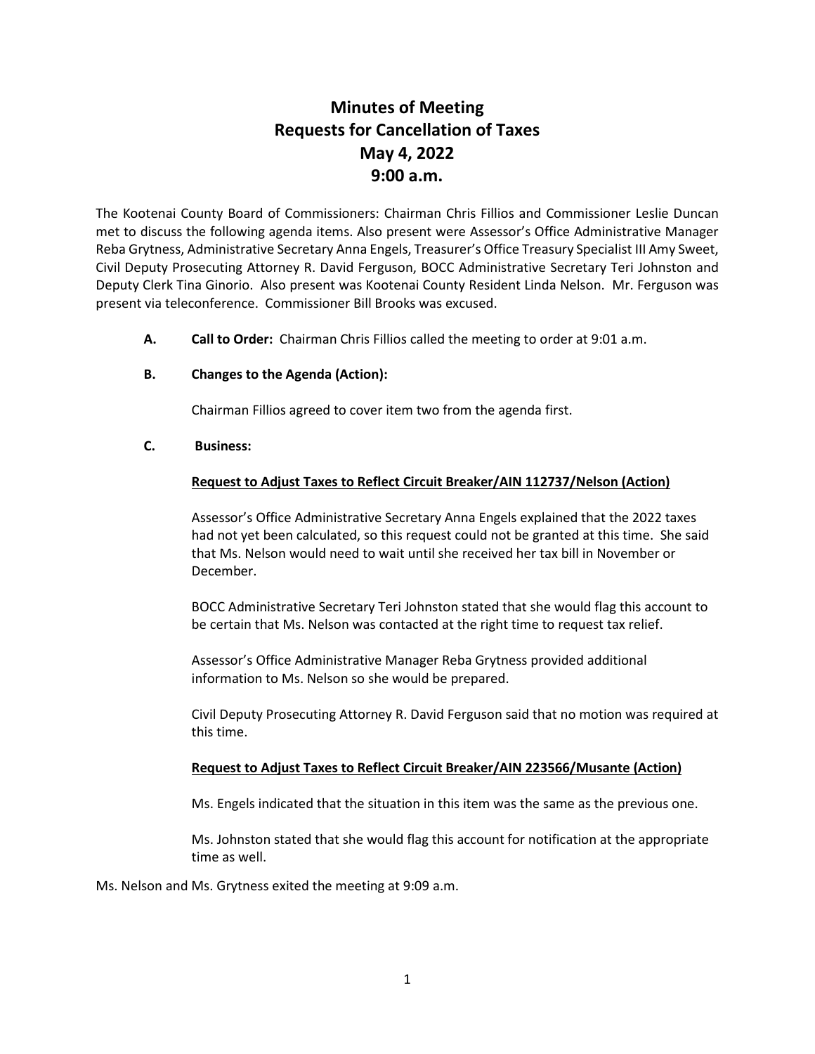# Minutes of Meeting
# Requests for Cancellation of Taxes
# May 4, 2022
# 9:00 a.m.

The Kootenai County Board of Commissioners: Chairman Chris Fillios and Commissioner Leslie Duncan met to discuss the following agenda items. Also present were Assessor's Office Administrative Manager Reba Grytness, Administrative Secretary Anna Engels, Treasurer's Office Treasury Specialist III Amy Sweet, Civil Deputy Prosecuting Attorney R. David Ferguson, BOCC Administrative Secretary Teri Johnston and Deputy Clerk Tina Ginorio. Also present was Kootenai County Resident Linda Nelson. Mr. Ferguson was present via teleconference. Commissioner Bill Brooks was excused.

**A. Call to Order:** Chairman Chris Fillios called the meeting to order at 9:01 a.m.

**B. Changes to the Agenda (Action):**

Chairman Fillios agreed to cover item two from the agenda first.

**C. Business:**

**Request to Adjust Taxes to Reflect Circuit Breaker/AIN 112737/Nelson (Action)**

Assessor's Office Administrative Secretary Anna Engels explained that the 2022 taxes had not yet been calculated, so this request could not be granted at this time. She said that Ms. Nelson would need to wait until she received her tax bill in November or December.

BOCC Administrative Secretary Teri Johnston stated that she would flag this account to be certain that Ms. Nelson was contacted at the right time to request tax relief.

Assessor's Office Administrative Manager Reba Grytness provided additional information to Ms. Nelson so she would be prepared.

Civil Deputy Prosecuting Attorney R. David Ferguson said that no motion was required at this time.

**Request to Adjust Taxes to Reflect Circuit Breaker/AIN 223566/Musante (Action)**

Ms. Engels indicated that the situation in this item was the same as the previous one.

Ms. Johnston stated that she would flag this account for notification at the appropriate time as well.

Ms. Nelson and Ms. Grytness exited the meeting at 9:09 a.m.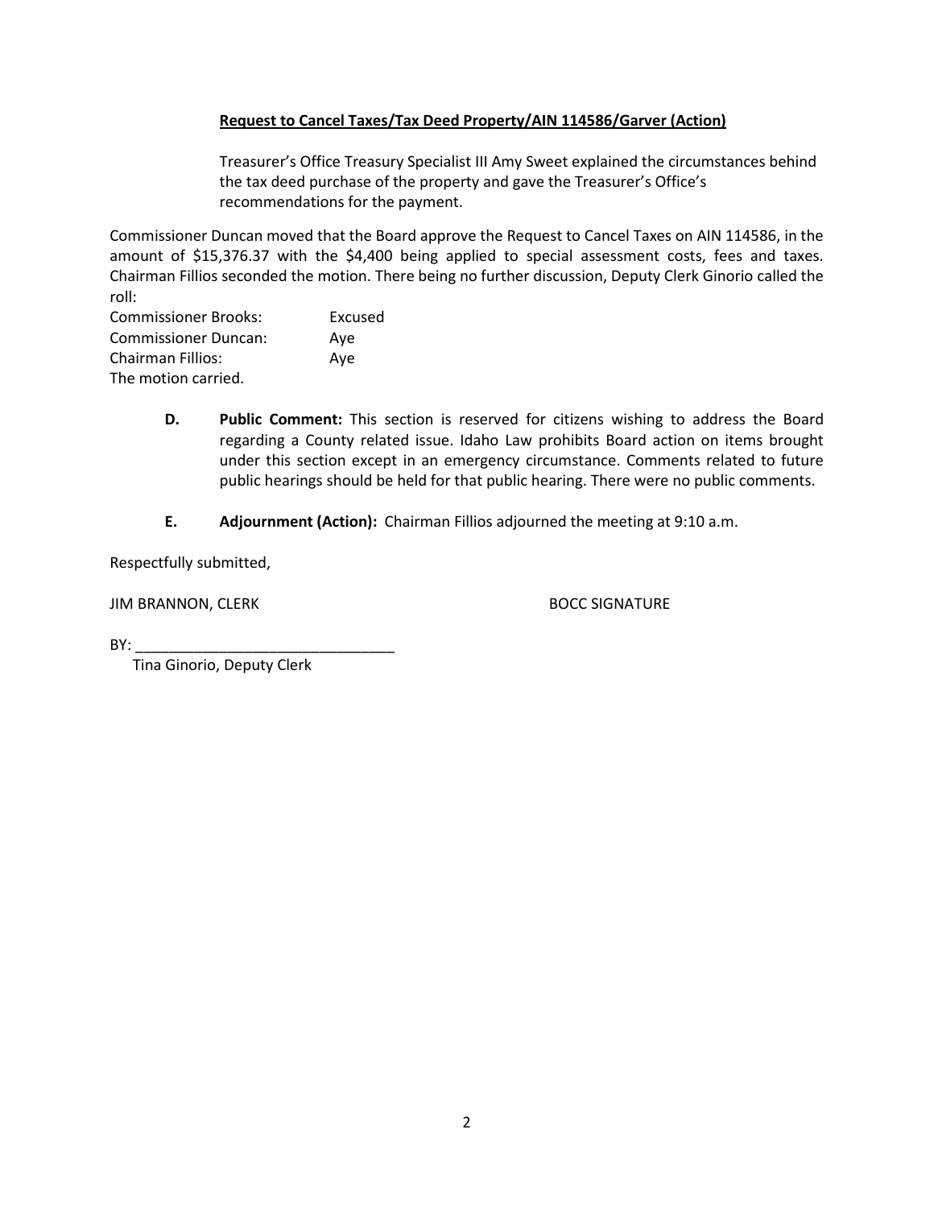**Request to Cancel Taxes/Tax Deed Property/AIN 114586/Garver (Action)**

Treasurer's Office Treasury Specialist III Amy Sweet explained the circumstances behind the tax deed purchase of the property and gave the Treasurer's Office's recommendations for the payment.

Commissioner Duncan moved that the Board approve the Request to Cancel Taxes on AIN 114586, in the amount of $15,376.37 with the $4,400 being applied to special assessment costs, fees and taxes. Chairman Fillios seconded the motion. There being no further discussion, Deputy Clerk Ginorio called the roll:

Commissioner Brooks: Excused
Commissioner Duncan: Aye
Chairman Fillios: Aye
The motion carried.

**D. Public Comment:** This section is reserved for citizens wishing to address the Board regarding a County related issue. Idaho Law prohibits Board action on items brought under this section except in an emergency circumstance. Comments related to future public hearings should be held for that public hearing. There were no public comments.

**E. Adjournment (Action):** Chairman Fillios adjourned the meeting at 9:10 a.m.

Respectfully submitted,

JIM BRANNON, CLERK

BOCC SIGNATURE

BY: _______________________________
Tina Ginorio, Deputy Clerk